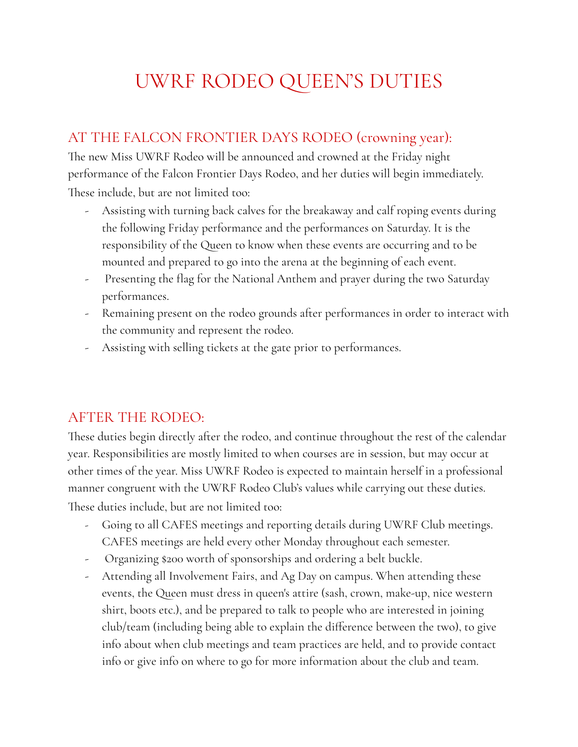# UWRF RODEO QUEEN'S DUTIES

## AT THE FALCON FRONTIER DAYS RODEO (crowning year):

The new Miss UWRF Rodeo will be announced and crowned at the Friday night performance of the Falcon Frontier Days Rodeo, and her duties will begin immediately. These include, but are not limited too:

- Assisting with turning back calves for the breakaway and calf roping events during the following Friday performance and the performances on Saturday. It is the responsibility of the Queen to know when these events are occurring and to be mounted and prepared to go into the arena at the beginning of each event.
- Presenting the flag for the National Anthem and prayer during the two Saturday performances.
- Remaining present on the rodeo grounds after performances in order to interact with the community and represent the rodeo.
- Assisting with selling tickets at the gate prior to performances.

## AFTER THE RODEO:

These duties begin directly after the rodeo, and continue throughout the rest of the calendar year. Responsibilities are mostly limited to when courses are in session, but may occur at other times of the year. Miss UWRF Rodeo is expected to maintain herself in a professional manner congruent with the UWRF Rodeo Club's values while carrying out these duties. These duties include, but are not limited too:

- Going to all CAFES meetings and reporting details during UWRF Club meetings. CAFES meetings are held every other Monday throughout each semester.
- Organizing $200 worth of sponsorships and ordering a belt buckle.
- Attending all Involvement Fairs, and Ag Day on campus. When attending these events, the Queen must dress in queen's attire (sash, crown, make-up, nice western shirt, boots etc.), and be prepared to talk to people who are interested in joining club/team (including being able to explain the difference between the two), to give info about when club meetings and team practices are held, and to provide contact info or give info on where to go for more information about the club and team.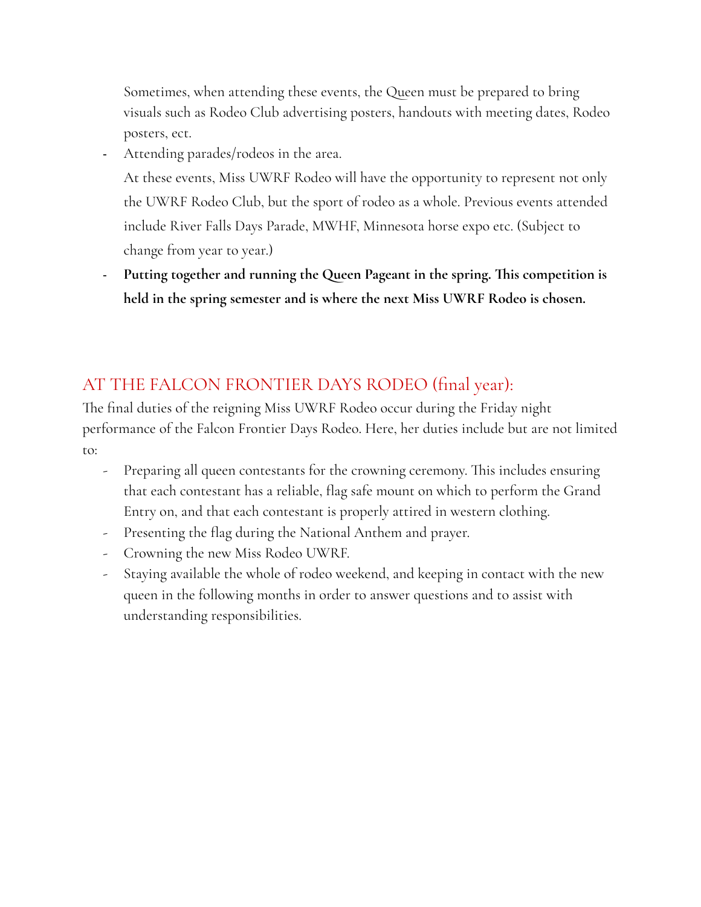Sometimes, when attending these events, the Queen must be prepared to bring visuals such as Rodeo Club advertising posters, handouts with meeting dates, Rodeo posters, ect.

- Attending parades/rodeos in the area.

  At these events, Miss UWRF Rodeo will have the opportunity to represent not only the UWRF Rodeo Club, but the sport of rodeo as a whole. Previous events attended include River Falls Days Parade, MWHF, Minnesota horse expo etc. (Subject to change from year to year.)

- **Putting together and running the Queen Pageant in the spring. This competition is held in the spring semester and is where the next Miss UWRF Rodeo is chosen.**

## AT THE FALCON FRONTIER DAYS RODEO (final year):

The final duties of the reigning Miss UWRF Rodeo occur during the Friday night performance of the Falcon Frontier Days Rodeo. Here, her duties include but are not limited to:

- Preparing all queen contestants for the crowning ceremony. This includes ensuring that each contestant has a reliable, flag safe mount on which to perform the Grand Entry on, and that each contestant is properly attired in western clothing.
- Presenting the flag during the National Anthem and prayer.
- Crowning the new Miss Rodeo UWRF.
- Staying available the whole of rodeo weekend, and keeping in contact with the new queen in the following months in order to answer questions and to assist with understanding responsibilities.